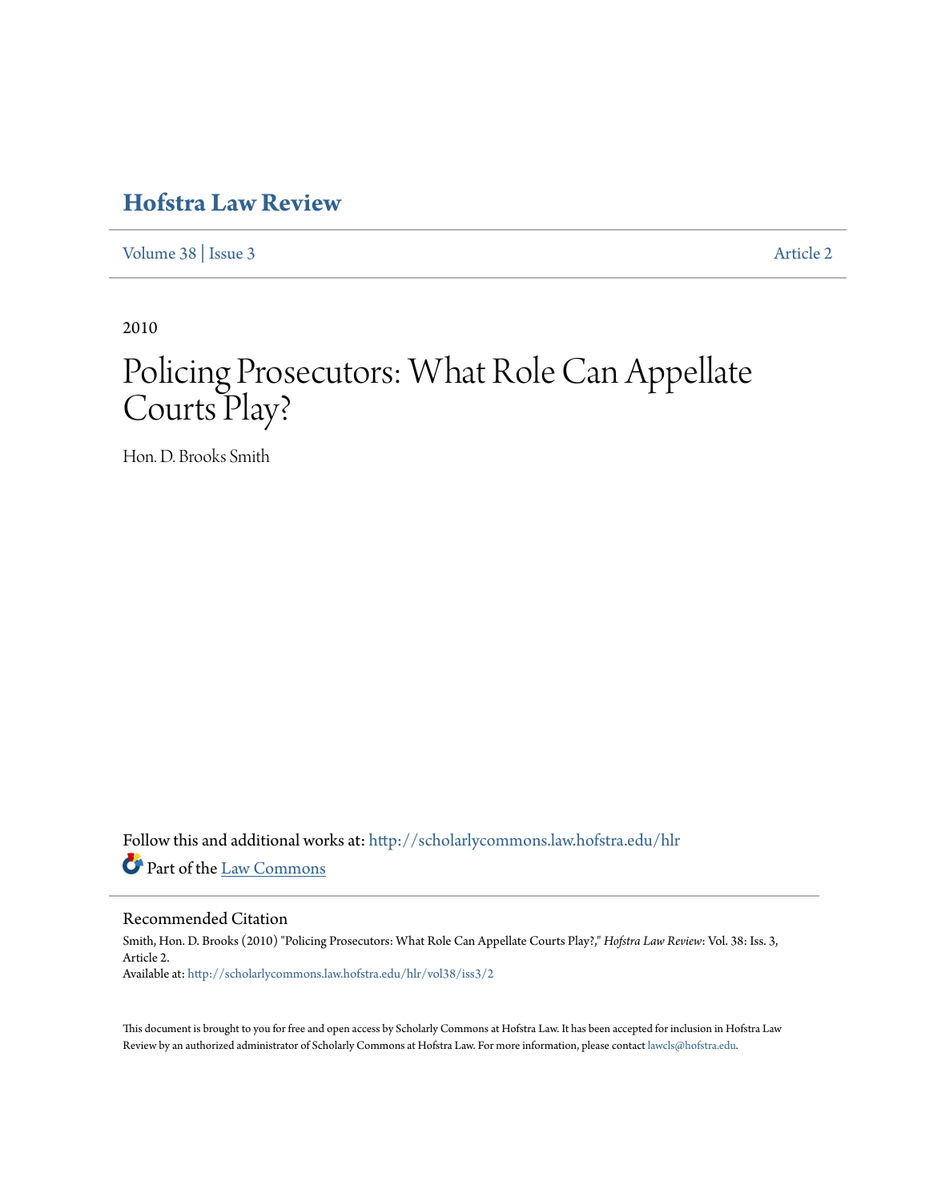# Hofstra Law Review

Volume 38 | Issue 3 Article 2

2010

# Policing Prosecutors: What Role Can Appellate Courts Play?

Hon. D. Brooks Smith

Follow this and additional works at: http://scholarlycommons.law.hofstra.edu/hlr

Part of the Law Commons

## Recommended Citation

Smith, Hon. D. Brooks (2010) "Policing Prosecutors: What Role Can Appellate Courts Play?," *Hofstra Law Review*: Vol. 38: Iss. 3, Article 2.
Available at: http://scholarlycommons.law.hofstra.edu/hlr/vol38/iss3/2

This document is brought to you for free and open access by Scholarly Commons at Hofstra Law. It has been accepted for inclusion in Hofstra Law Review by an authorized administrator of Scholarly Commons at Hofstra Law. For more information, please contact lawcls@hofstra.edu.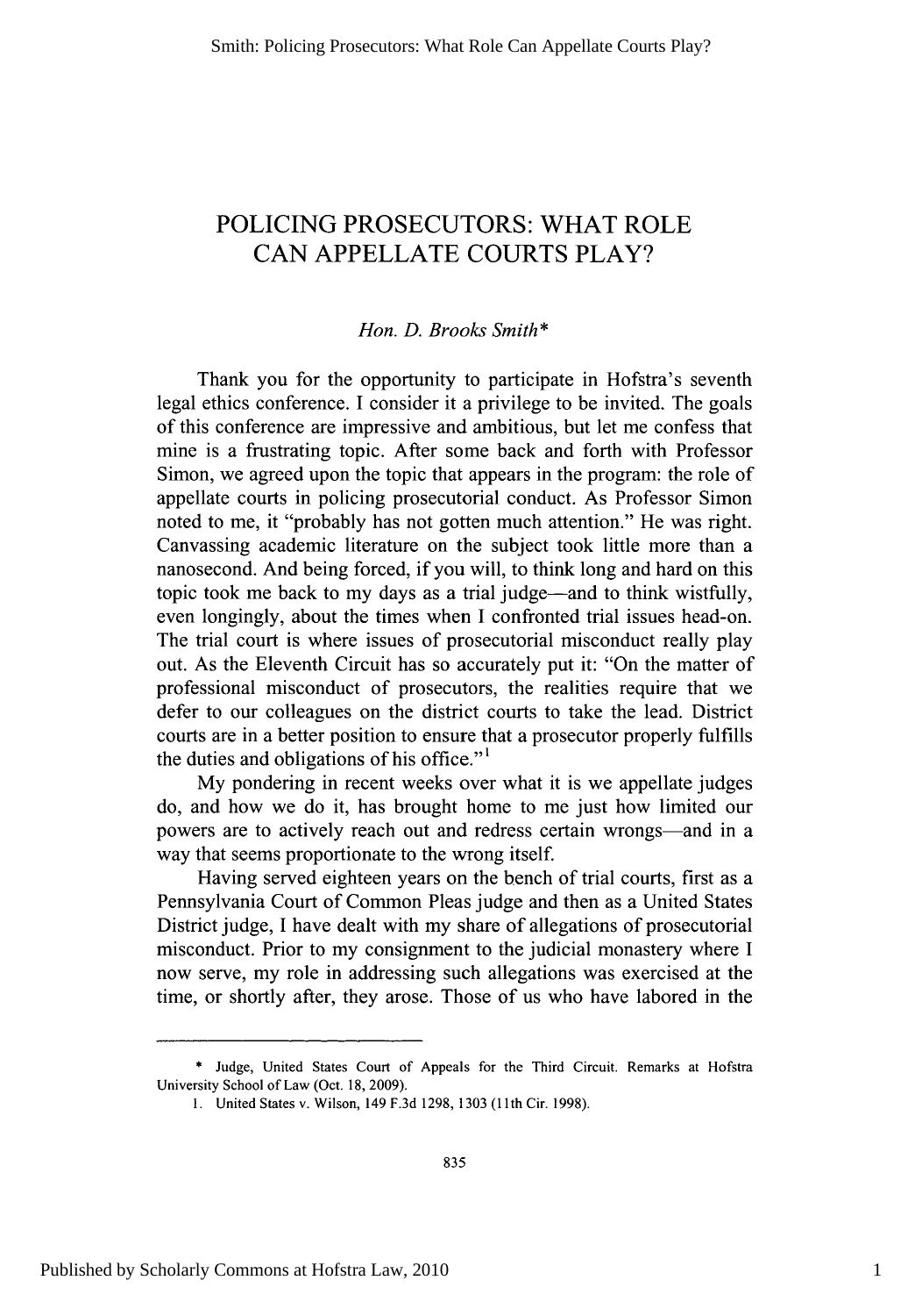# POLICING PROSECUTORS: WHAT ROLE CAN APPELLATE COURTS PLAY?

*Hon. D. Brooks Smith\**

Thank you for the opportunity to participate in Hofstra's seventh legal ethics conference. I consider it a privilege to be invited. The goals of this conference are impressive and ambitious, but let me confess that mine is a frustrating topic. After some back and forth with Professor Simon, we agreed upon the topic that appears in the program: the role of appellate courts in policing prosecutorial conduct. As Professor Simon noted to me, it "probably has not gotten much attention." He was right. Canvassing academic literature on the subject took little more than a nanosecond. And being forced, if you will, to think long and hard on this topic took me back to my days as a trial judge—and to think wistfully, even longingly, about the times when I confronted trial issues head-on. The trial court is where issues of prosecutorial misconduct really play out. As the Eleventh Circuit has so accurately put it: "On the matter of professional misconduct of prosecutors, the realities require that we defer to our colleagues on the district courts to take the lead. District courts are in a better position to ensure that a prosecutor properly fulfills the duties and obligations of his office."[1]

My pondering in recent weeks over what it is we appellate judges do, and how we do it, has brought home to me just how limited our powers are to actively reach out and redress certain wrongs—and in a way that seems proportionate to the wrong itself.

Having served eighteen years on the bench of trial courts, first as a Pennsylvania Court of Common Pleas judge and then as a United States District judge, I have dealt with my share of allegations of prosecutorial misconduct. Prior to my consignment to the judicial monastery where I now serve, my role in addressing such allegations was exercised at the time, or shortly after, they arose. Those of us who have labored in the

---

\* Judge, United States Court of Appeals for the Third Circuit. Remarks at Hofstra University School of Law (Oct. 18, 2009).

1. United States v. Wilson, 149 F.3d 1298, 1303 (11th Cir. 1998).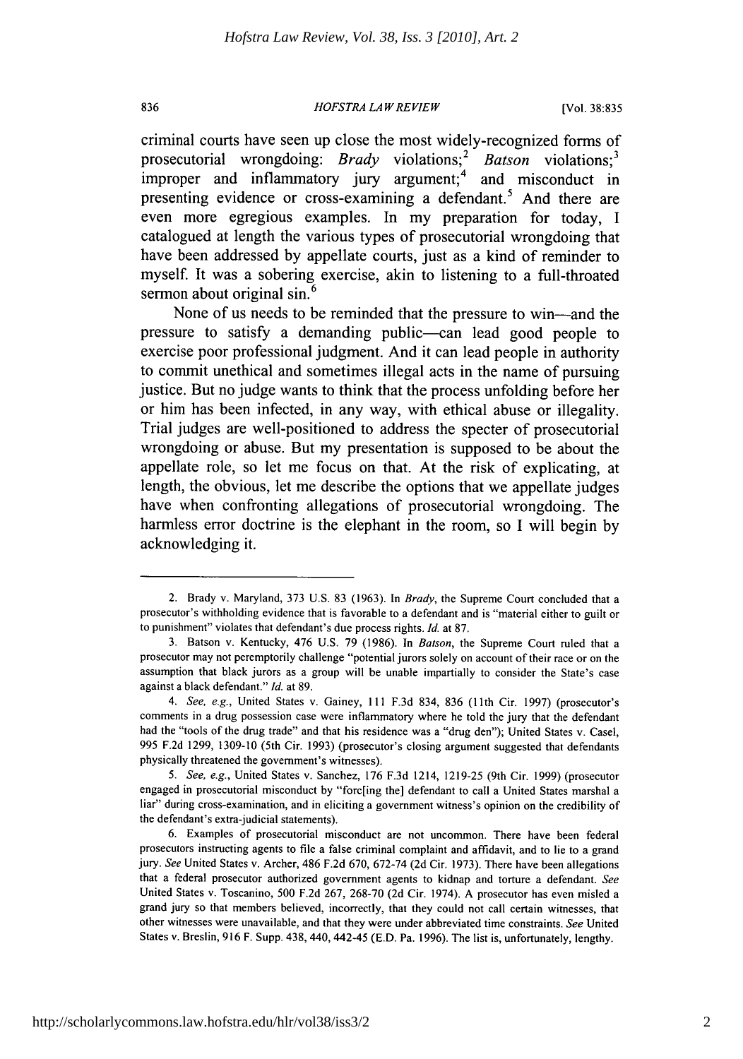criminal courts have seen up close the most widely-recognized forms of prosecutorial wrongdoing: *Brady* violations;[2] *Batson* violations;[3] improper and inflammatory jury argument;[4] and misconduct in presenting evidence or cross-examining a defendant.[5] And there are even more egregious examples. In my preparation for today, I catalogued at length the various types of prosecutorial wrongdoing that have been addressed by appellate courts, just as a kind of reminder to myself. It was a sobering exercise, akin to listening to a full-throated sermon about original sin.[6]

None of us needs to be reminded that the pressure to win—and the pressure to satisfy a demanding public—can lead good people to exercise poor professional judgment. And it can lead people in authority to commit unethical and sometimes illegal acts in the name of pursuing justice. But no judge wants to think that the process unfolding before her or him has been infected, in any way, with ethical abuse or illegality. Trial judges are well-positioned to address the specter of prosecutorial wrongdoing or abuse. But my presentation is supposed to be about the appellate role, so let me focus on that. At the risk of explicating, at length, the obvious, let me describe the options that we appellate judges have when confronting allegations of prosecutorial wrongdoing. The harmless error doctrine is the elephant in the room, so I will begin by acknowledging it.

---

2. Brady v. Maryland, 373 U.S. 83 (1963). In *Brady*, the Supreme Court concluded that a prosecutor's withholding evidence that is favorable to a defendant and is "material either to guilt or to punishment" violates that defendant's due process rights. *Id.* at 87.

3. Batson v. Kentucky, 476 U.S. 79 (1986). In *Batson*, the Supreme Court ruled that a prosecutor may not peremptorily challenge "potential jurors solely on account of their race or on the assumption that black jurors as a group will be unable impartially to consider the State's case against a black defendant." *Id.* at 89.

4. *See, e.g.*, United States v. Gainey, 111 F.3d 834, 836 (11th Cir. 1997) (prosecutor's comments in a drug possession case were inflammatory where he told the jury that the defendant had the "tools of the drug trade" and that his residence was a "drug den"); United States v. Casel, 995 F.2d 1299, 1309-10 (5th Cir. 1993) (prosecutor's closing argument suggested that defendants physically threatened the government's witnesses).

5. *See, e.g.*, United States v. Sanchez, 176 F.3d 1214, 1219-25 (9th Cir. 1999) (prosecutor engaged in prosecutorial misconduct by "forc[ing the] defendant to call a United States marshal a liar" during cross-examination, and in eliciting a government witness's opinion on the credibility of the defendant's extra-judicial statements).

6. Examples of prosecutorial misconduct are not uncommon. There have been federal prosecutors instructing agents to file a false criminal complaint and affidavit, and to lie to a grand jury. *See* United States v. Archer, 486 F.2d 670, 672-74 (2d Cir. 1973). There have been allegations that a federal prosecutor authorized government agents to kidnap and torture a defendant. *See* United States v. Toscanino, 500 F.2d 267, 268-70 (2d Cir. 1974). A prosecutor has even misled a grand jury so that members believed, incorrectly, that they could not call certain witnesses, that other witnesses were unavailable, and that they were under abbreviated time constraints. *See* United States v. Breslin, 916 F. Supp. 438, 440, 442-45 (E.D. Pa. 1996). The list is, unfortunately, lengthy.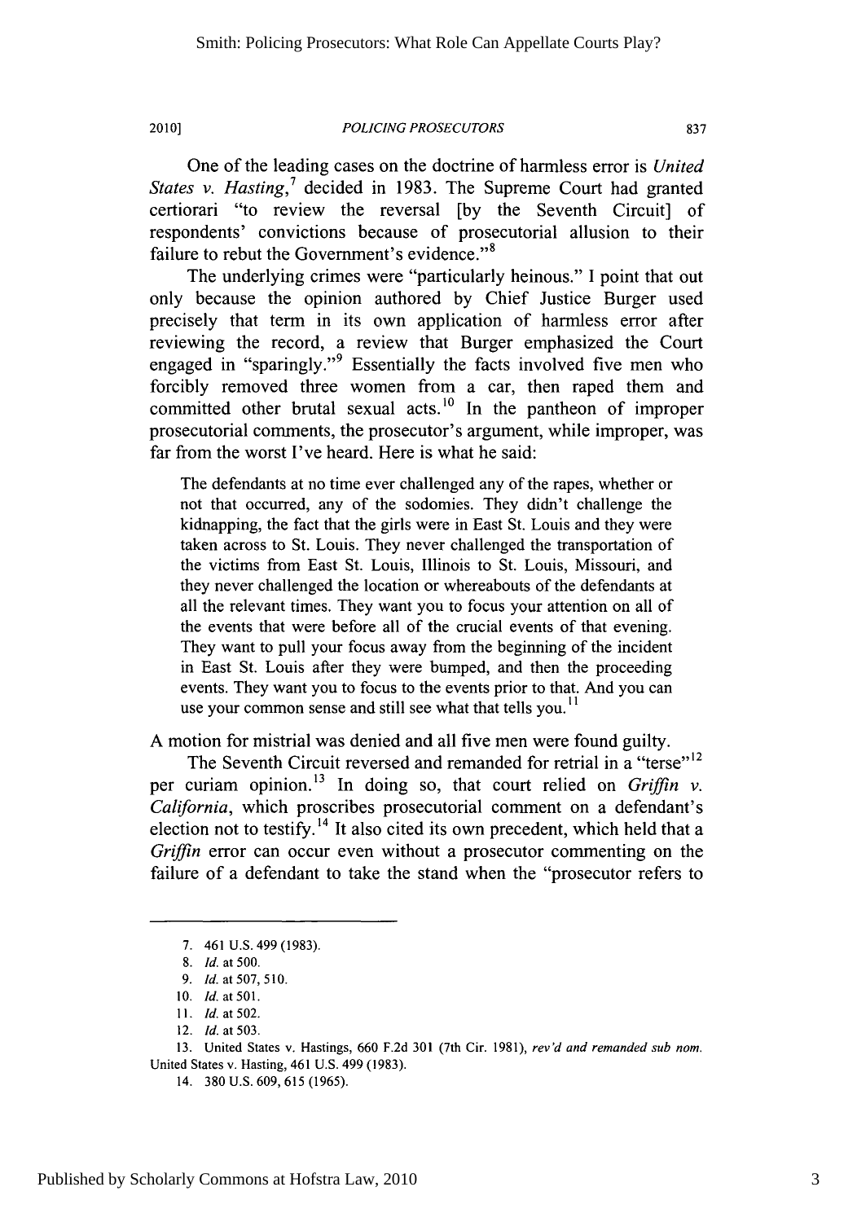One of the leading cases on the doctrine of harmless error is *United States v. Hasting*,[7] decided in 1983. The Supreme Court had granted certiorari "to review the reversal [by the Seventh Circuit] of respondents' convictions because of prosecutorial allusion to their failure to rebut the Government's evidence."[8]

The underlying crimes were "particularly heinous." I point that out only because the opinion authored by Chief Justice Burger used precisely that term in its own application of harmless error after reviewing the record, a review that Burger emphasized the Court engaged in "sparingly."[9] Essentially the facts involved five men who forcibly removed three women from a car, then raped them and committed other brutal sexual acts.[10] In the pantheon of improper prosecutorial comments, the prosecutor's argument, while improper, was far from the worst I've heard. Here is what he said:

> The defendants at no time ever challenged any of the rapes, whether or not that occurred, any of the sodomies. They didn't challenge the kidnapping, the fact that the girls were in East St. Louis and they were taken across to St. Louis. They never challenged the transportation of the victims from East St. Louis, Illinois to St. Louis, Missouri, and they never challenged the location or whereabouts of the defendants at all the relevant times. They want you to focus your attention on all of the events that were before all of the crucial events of that evening. They want to pull your focus away from the beginning of the incident in East St. Louis after they were bumped, and then the proceeding events. They want you to focus to the events prior to that. And you can use your common sense and still see what that tells you.[11]

A motion for mistrial was denied and all five men were found guilty.

The Seventh Circuit reversed and remanded for retrial in a "terse"[12] per curiam opinion.[13] In doing so, that court relied on *Griffin v. California*, which proscribes prosecutorial comment on a defendant's election not to testify.[14] It also cited its own precedent, which held that a *Griffin* error can occur even without a prosecutor commenting on the failure of a defendant to take the stand when the "prosecutor refers to

---

7. 461 U.S. 499 (1983).

8. *Id.* at 500.

9. *Id.* at 507, 510.

10. *Id.* at 501.

11. *Id.* at 502.

12. *Id.* at 503.

13. United States v. Hastings, 660 F.2d 301 (7th Cir. 1981), *rev'd and remanded sub nom.* United States v. Hasting, 461 U.S. 499 (1983).

14. 380 U.S. 609, 615 (1965).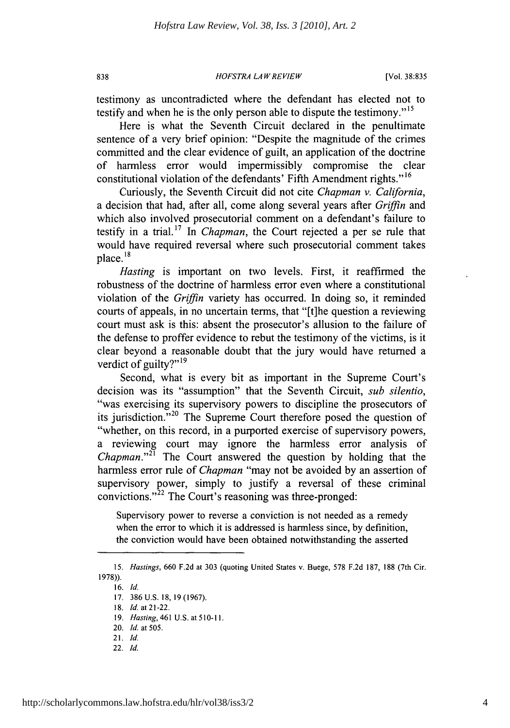testimony as uncontradicted where the defendant has elected not to testify and when he is the only person able to dispute the testimony."[15]

Here is what the Seventh Circuit declared in the penultimate sentence of a very brief opinion: "Despite the magnitude of the crimes committed and the clear evidence of guilt, an application of the doctrine of harmless error would impermissibly compromise the clear constitutional violation of the defendants' Fifth Amendment rights."[16]

Curiously, the Seventh Circuit did not cite *Chapman v. California*, a decision that had, after all, come along several years after *Griffin* and which also involved prosecutorial comment on a defendant's failure to testify in a trial.[17] In *Chapman*, the Court rejected a per se rule that would have required reversal where such prosecutorial comment takes place.[18]

*Hasting* is important on two levels. First, it reaffirmed the robustness of the doctrine of harmless error even where a constitutional violation of the *Griffin* variety has occurred. In doing so, it reminded courts of appeals, in no uncertain terms, that "[t]he question a reviewing court must ask is this: absent the prosecutor's allusion to the failure of the defense to proffer evidence to rebut the testimony of the victims, is it clear beyond a reasonable doubt that the jury would have returned a verdict of guilty?"[19]

Second, what is every bit as important in the Supreme Court's decision was its "assumption" that the Seventh Circuit, *sub silentio*, "was exercising its supervisory powers to discipline the prosecutors of its jurisdiction."[20] The Supreme Court therefore posed the question of "whether, on this record, in a purported exercise of supervisory powers, a reviewing court may ignore the harmless error analysis of *Chapman*."[21] The Court answered the question by holding that the harmless error rule of *Chapman* "may not be avoided by an assertion of supervisory power, simply to justify a reversal of these criminal convictions."[22] The Court's reasoning was three-pronged:

> Supervisory power to reverse a conviction is not needed as a remedy when the error to which it is addressed is harmless since, by definition, the conviction would have been obtained notwithstanding the asserted

---

15. *Hastings*, 660 F.2d at 303 (quoting United States v. Buege, 578 F.2d 187, 188 (7th Cir. 1978)).
16. *Id.*
17. 386 U.S. 18, 19 (1967).
18. *Id.* at 21-22.
19. *Hasting*, 461 U.S. at 510-11.
20. *Id.* at 505.
21. *Id.*
22. *Id.*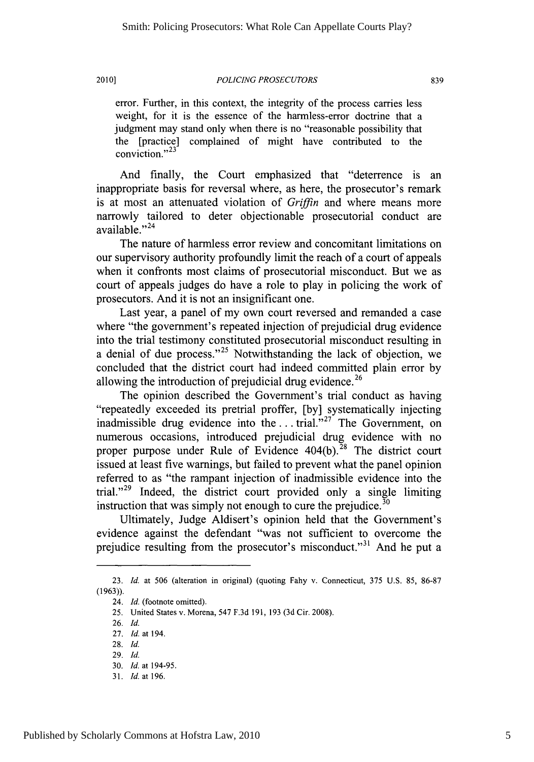error. Further, in this context, the integrity of the process carries less weight, for it is the essence of the harmless-error doctrine that a judgment may stand only when there is no "reasonable possibility that the [practice] complained of might have contributed to the conviction."[23]

And finally, the Court emphasized that "deterrence is an inappropriate basis for reversal where, as here, the prosecutor's remark is at most an attenuated violation of *Griffin* and where means more narrowly tailored to deter objectionable prosecutorial conduct are available."[24]

The nature of harmless error review and concomitant limitations on our supervisory authority profoundly limit the reach of a court of appeals when it confronts most claims of prosecutorial misconduct. But we as court of appeals judges do have a role to play in policing the work of prosecutors. And it is not an insignificant one.

Last year, a panel of my own court reversed and remanded a case where "the government's repeated injection of prejudicial drug evidence into the trial testimony constituted prosecutorial misconduct resulting in a denial of due process."[25] Notwithstanding the lack of objection, we concluded that the district court had indeed committed plain error by allowing the introduction of prejudicial drug evidence.[26]

The opinion described the Government's trial conduct as having "repeatedly exceeded its pretrial proffer, [by] systematically injecting inadmissible drug evidence into the . . . trial."[27] The Government, on numerous occasions, introduced prejudicial drug evidence with no proper purpose under Rule of Evidence 404(b).[28] The district court issued at least five warnings, but failed to prevent what the panel opinion referred to as "the rampant injection of inadmissible evidence into the trial."[29] Indeed, the district court provided only a single limiting instruction that was simply not enough to cure the prejudice.[30]

Ultimately, Judge Aldisert's opinion held that the Government's evidence against the defendant "was not sufficient to overcome the prejudice resulting from the prosecutor's misconduct."[31] And he put a

---

23. *Id.* at 506 (alteration in original) (quoting Fahy v. Connecticut, 375 U.S. 85, 86-87 (1963)).

24. *Id.* (footnote omitted).

25. United States v. Morena, 547 F.3d 191, 193 (3d Cir. 2008).

26. *Id.*

27. *Id.* at 194.

28. *Id.*

29. *Id.*

30. *Id.* at 194-95.

31. *Id.* at 196.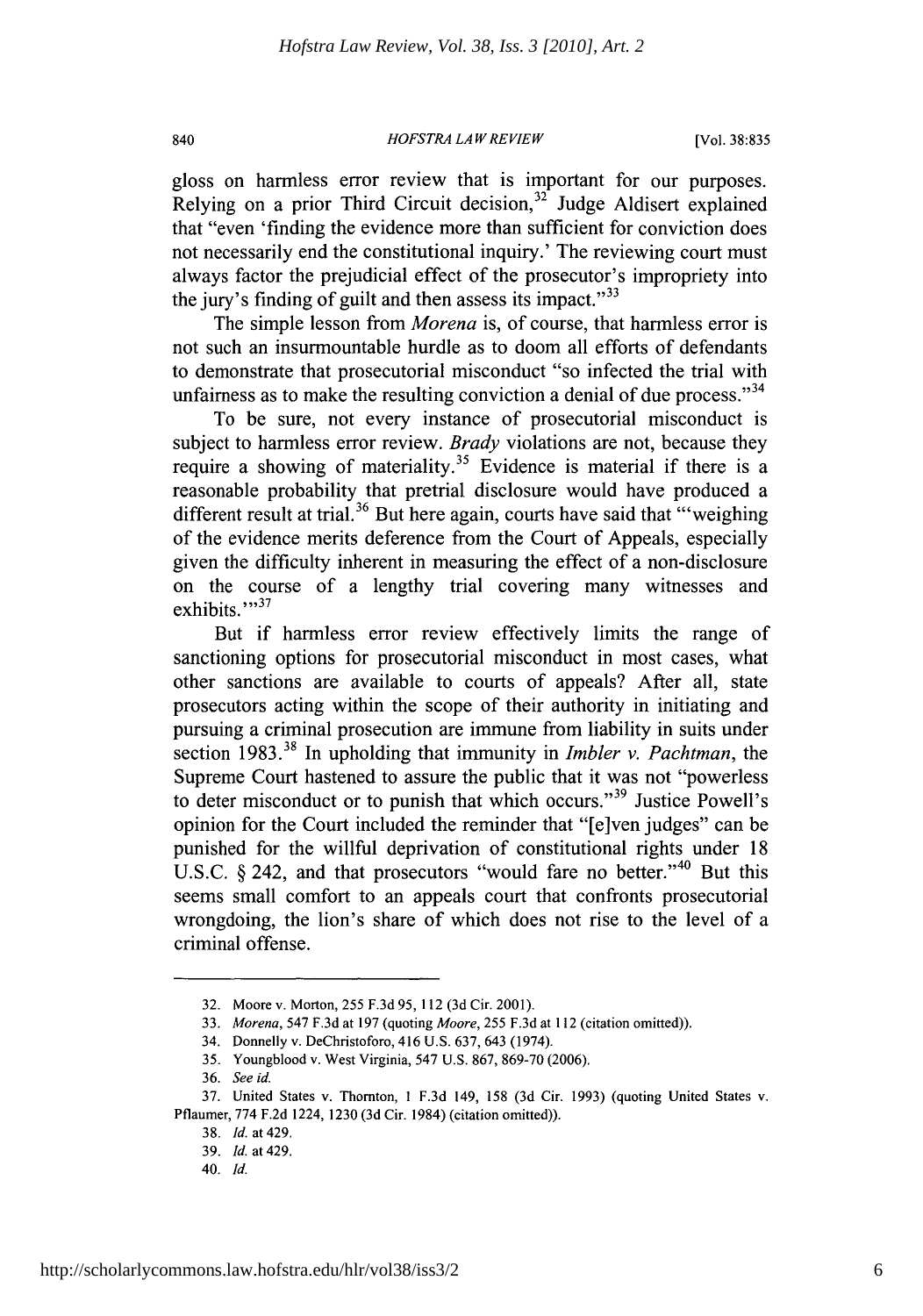gloss on harmless error review that is important for our purposes. Relying on a prior Third Circuit decision,[32] Judge Aldisert explained that "even 'finding the evidence more than sufficient for conviction does not necessarily end the constitutional inquiry.' The reviewing court must always factor the prejudicial effect of the prosecutor's impropriety into the jury's finding of guilt and then assess its impact."[33]

The simple lesson from *Morena* is, of course, that harmless error is not such an insurmountable hurdle as to doom all efforts of defendants to demonstrate that prosecutorial misconduct "so infected the trial with unfairness as to make the resulting conviction a denial of due process."[34]

To be sure, not every instance of prosecutorial misconduct is subject to harmless error review. *Brady* violations are not, because they require a showing of materiality.[35] Evidence is material if there is a reasonable probability that pretrial disclosure would have produced a different result at trial.[36] But here again, courts have said that "'weighing of the evidence merits deference from the Court of Appeals, especially given the difficulty inherent in measuring the effect of a non-disclosure on the course of a lengthy trial covering many witnesses and exhibits.'"[37]

But if harmless error review effectively limits the range of sanctioning options for prosecutorial misconduct in most cases, what other sanctions are available to courts of appeals? After all, state prosecutors acting within the scope of their authority in initiating and pursuing a criminal prosecution are immune from liability in suits under section 1983.[38] In upholding that immunity in *Imbler v. Pachtman*, the Supreme Court hastened to assure the public that it was not "powerless to deter misconduct or to punish that which occurs."[39] Justice Powell's opinion for the Court included the reminder that "[e]ven judges" can be punished for the willful deprivation of constitutional rights under 18 U.S.C. § 242, and that prosecutors "would fare no better."[40] But this seems small comfort to an appeals court that confronts prosecutorial wrongdoing, the lion's share of which does not rise to the level of a criminal offense.

---

32. Moore v. Morton, 255 F.3d 95, 112 (3d Cir. 2001).

33. *Morena*, 547 F.3d at 197 (quoting *Moore*, 255 F.3d at 112 (citation omitted)).

34. Donnelly v. DeChristoforo, 416 U.S. 637, 643 (1974).

35. Youngblood v. West Virginia, 547 U.S. 867, 869-70 (2006).

36. *See id.*

37. United States v. Thornton, 1 F.3d 149, 158 (3d Cir. 1993) (quoting United States v. Pflaumer, 774 F.2d 1224, 1230 (3d Cir. 1984) (citation omitted)).

38. *Id.* at 429.

39. *Id.* at 429.

40. *Id.*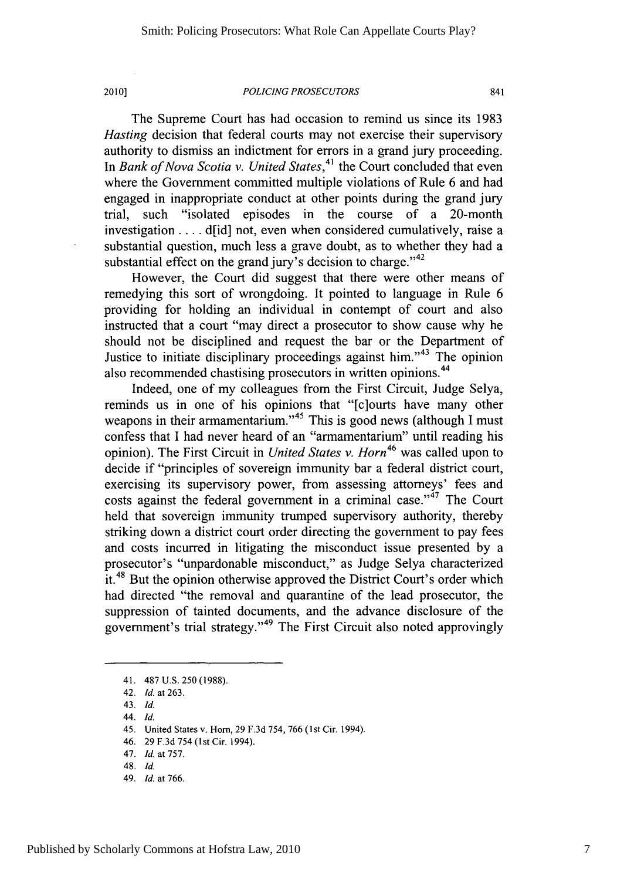The Supreme Court has had occasion to remind us since its 1983 *Hasting* decision that federal courts may not exercise their supervisory authority to dismiss an indictment for errors in a grand jury proceeding. In *Bank of Nova Scotia v. United States*,[41] the Court concluded that even where the Government committed multiple violations of Rule 6 and had engaged in inappropriate conduct at other points during the grand jury trial, such "isolated episodes in the course of a 20-month investigation . . . . d[id] not, even when considered cumulatively, raise a substantial question, much less a grave doubt, as to whether they had a substantial effect on the grand jury's decision to charge."[42]

However, the Court did suggest that there were other means of remedying this sort of wrongdoing. It pointed to language in Rule 6 providing for holding an individual in contempt of court and also instructed that a court "may direct a prosecutor to show cause why he should not be disciplined and request the bar or the Department of Justice to initiate disciplinary proceedings against him."[43] The opinion also recommended chastising prosecutors in written opinions.[44]

Indeed, one of my colleagues from the First Circuit, Judge Selya, reminds us in one of his opinions that "[c]ourts have many other weapons in their armamentarium."[45] This is good news (although I must confess that I had never heard of an "armamentarium" until reading his opinion). The First Circuit in *United States v. Horn*[46] was called upon to decide if "principles of sovereign immunity bar a federal district court, exercising its supervisory power, from assessing attorneys' fees and costs against the federal government in a criminal case."[47] The Court held that sovereign immunity trumped supervisory authority, thereby striking down a district court order directing the government to pay fees and costs incurred in litigating the misconduct issue presented by a prosecutor's "unpardonable misconduct," as Judge Selya characterized it.[48] But the opinion otherwise approved the District Court's order which had directed "the removal and quarantine of the lead prosecutor, the suppression of tainted documents, and the advance disclosure of the government's trial strategy."[49] The First Circuit also noted approvingly

---

41. 487 U.S. 250 (1988).

42. *Id.* at 263.

43. *Id.*

44. *Id.*

45. United States v. Horn, 29 F.3d 754, 766 (1st Cir. 1994).

46. 29 F.3d 754 (1st Cir. 1994).

47. *Id.* at 757.

48. *Id.*

49. *Id.* at 766.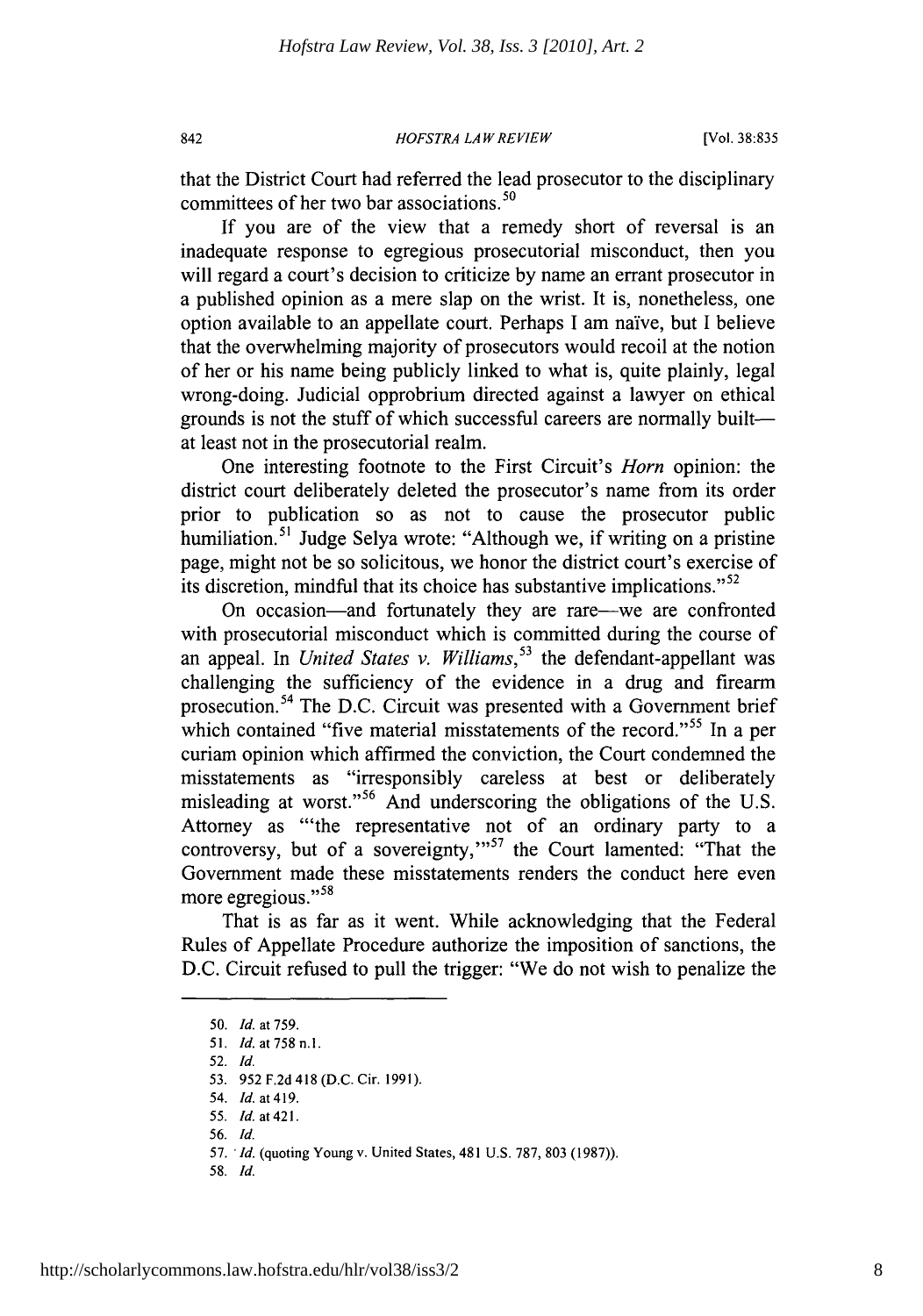that the District Court had referred the lead prosecutor to the disciplinary committees of her two bar associations.[50]

If you are of the view that a remedy short of reversal is an inadequate response to egregious prosecutorial misconduct, then you will regard a court's decision to criticize by name an errant prosecutor in a published opinion as a mere slap on the wrist. It is, nonetheless, one option available to an appellate court. Perhaps I am naïve, but I believe that the overwhelming majority of prosecutors would recoil at the notion of her or his name being publicly linked to what is, quite plainly, legal wrong-doing. Judicial opprobrium directed against a lawyer on ethical grounds is not the stuff of which successful careers are normally built—at least not in the prosecutorial realm.

One interesting footnote to the First Circuit's *Horn* opinion: the district court deliberately deleted the prosecutor's name from its order prior to publication so as not to cause the prosecutor public humiliation.[51] Judge Selya wrote: "Although we, if writing on a pristine page, might not be so solicitous, we honor the district court's exercise of its discretion, mindful that its choice has substantive implications."[52]

On occasion—and fortunately they are rare—we are confronted with prosecutorial misconduct which is committed during the course of an appeal. In *United States v. Williams*,[53] the defendant-appellant was challenging the sufficiency of the evidence in a drug and firearm prosecution.[54] The D.C. Circuit was presented with a Government brief which contained "five material misstatements of the record."[55] In a per curiam opinion which affirmed the conviction, the Court condemned the misstatements as "irresponsibly careless at best or deliberately misleading at worst."[56] And underscoring the obligations of the U.S. Attorney as "'the representative not of an ordinary party to a controversy, but of a sovereignty,'"[57] the Court lamented: "That the Government made these misstatements renders the conduct here even more egregious."[58]

That is as far as it went. While acknowledging that the Federal Rules of Appellate Procedure authorize the imposition of sanctions, the D.C. Circuit refused to pull the trigger: "We do not wish to penalize the

---

50. *Id.* at 759.
51. *Id.* at 758 n.1.
52. *Id.*
53. 952 F.2d 418 (D.C. Cir. 1991).
54. *Id.* at 419.
55. *Id.* at 421.
56. *Id.*
57. *Id.* (quoting Young v. United States, 481 U.S. 787, 803 (1987)).
58. *Id.*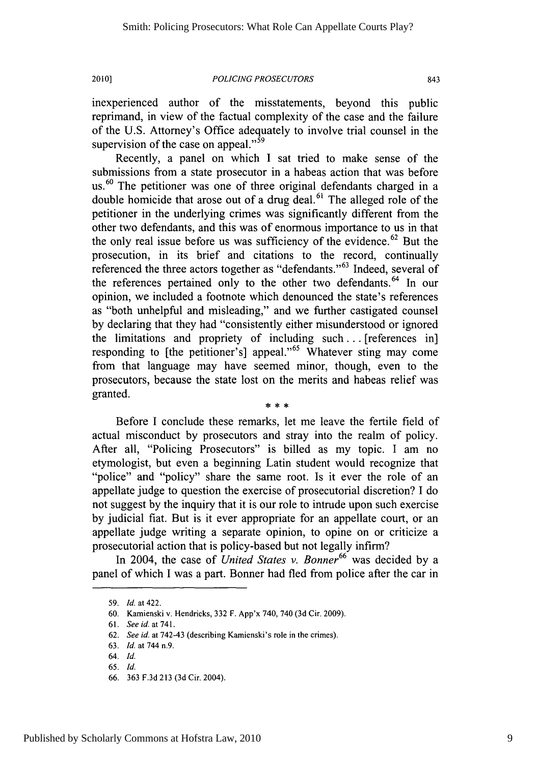inexperienced author of the misstatements, beyond this public reprimand, in view of the factual complexity of the case and the failure of the U.S. Attorney's Office adequately to involve trial counsel in the supervision of the case on appeal."[59]

Recently, a panel on which I sat tried to make sense of the submissions from a state prosecutor in a habeas action that was before us.[60] The petitioner was one of three original defendants charged in a double homicide that arose out of a drug deal.[61] The alleged role of the petitioner in the underlying crimes was significantly different from the other two defendants, and this was of enormous importance to us in that the only real issue before us was sufficiency of the evidence.[62] But the prosecution, in its brief and citations to the record, continually referenced the three actors together as "defendants."[63] Indeed, several of the references pertained only to the other two defendants.[64] In our opinion, we included a footnote which denounced the state's references as "both unhelpful and misleading," and we further castigated counsel by declaring that they had "consistently either misunderstood or ignored the limitations and propriety of including such . . . [references in] responding to [the petitioner's] appeal."[65] Whatever sting may come from that language may have seemed minor, though, even to the prosecutors, because the state lost on the merits and habeas relief was granted.

\* \* \*

Before I conclude these remarks, let me leave the fertile field of actual misconduct by prosecutors and stray into the realm of policy. After all, "Policing Prosecutors" is billed as my topic. I am no etymologist, but even a beginning Latin student would recognize that "police" and "policy" share the same root. Is it ever the role of an appellate judge to question the exercise of prosecutorial discretion? I do not suggest by the inquiry that it is our role to intrude upon such exercise by judicial fiat. But is it ever appropriate for an appellate court, or an appellate judge writing a separate opinion, to opine on or criticize a prosecutorial action that is policy-based but not legally infirm?

In 2004, the case of *United States v. Bonner*[66] was decided by a panel of which I was a part. Bonner had fled from police after the car in

---

59. *Id.* at 422.

60. Kamienski v. Hendricks, 332 F. App'x 740, 740 (3d Cir. 2009).

61. *See id.* at 741.

62. *See id.* at 742-43 (describing Kamienski's role in the crimes).

63. *Id.* at 744 n.9.

64. *Id.*

65. *Id.*

66. 363 F.3d 213 (3d Cir. 2004).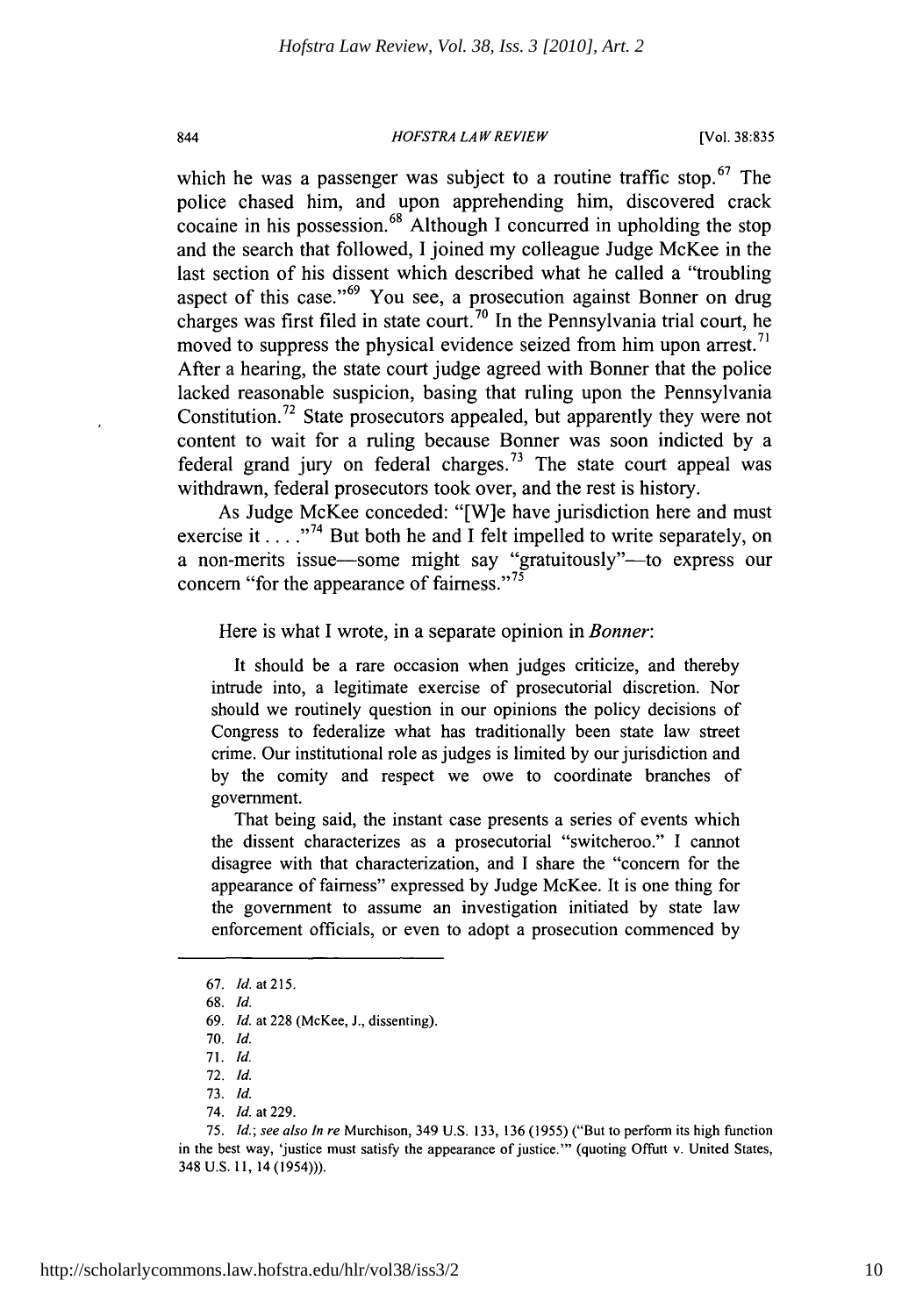which he was a passenger was subject to a routine traffic stop.[67] The police chased him, and upon apprehending him, discovered crack cocaine in his possession.[68] Although I concurred in upholding the stop and the search that followed, I joined my colleague Judge McKee in the last section of his dissent which described what he called a "troubling aspect of this case."[69] You see, a prosecution against Bonner on drug charges was first filed in state court.[70] In the Pennsylvania trial court, he moved to suppress the physical evidence seized from him upon arrest.[71] After a hearing, the state court judge agreed with Bonner that the police lacked reasonable suspicion, basing that ruling upon the Pennsylvania Constitution.[72] State prosecutors appealed, but apparently they were not content to wait for a ruling because Bonner was soon indicted by a federal grand jury on federal charges.[73] The state court appeal was withdrawn, federal prosecutors took over, and the rest is history.

As Judge McKee conceded: "[W]e have jurisdiction here and must exercise it . . . ."[74] But both he and I felt impelled to write separately, on a non-merits issue—some might say "gratuitously"—to express our concern "for the appearance of fairness."[75]

Here is what I wrote, in a separate opinion in *Bonner*:

> It should be a rare occasion when judges criticize, and thereby intrude into, a legitimate exercise of prosecutorial discretion. Nor should we routinely question in our opinions the policy decisions of Congress to federalize what has traditionally been state law street crime. Our institutional role as judges is limited by our jurisdiction and by the comity and respect we owe to coordinate branches of government.
>
> That being said, the instant case presents a series of events which the dissent characterizes as a prosecutorial "switcheroo." I cannot disagree with that characterization, and I share the "concern for the appearance of fairness" expressed by Judge McKee. It is one thing for the government to assume an investigation initiated by state law enforcement officials, or even to adopt a prosecution commenced by

---

67. *Id.* at 215.

68. *Id.*

69. *Id.* at 228 (McKee, J., dissenting).

70. *Id.*

71. *Id.*

72. *Id.*

73. *Id.*

74. *Id.* at 229.

75. *Id.*; *see also In re* Murchison, 349 U.S. 133, 136 (1955) ("But to perform its high function in the best way, 'justice must satisfy the appearance of justice.'" (quoting Offutt v. United States, 348 U.S. 11, 14 (1954))).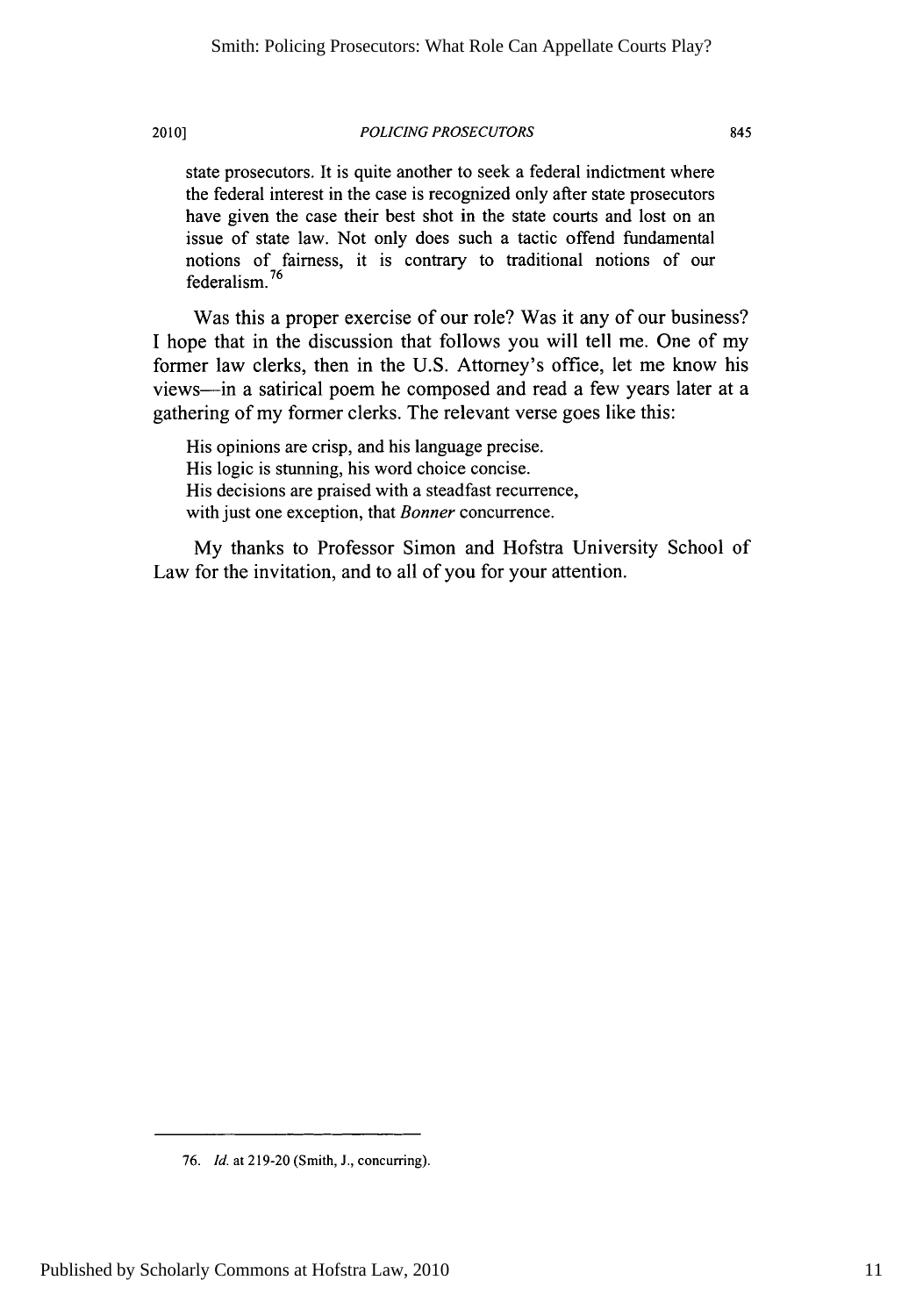> state prosecutors. It is quite another to seek a federal indictment where the federal interest in the case is recognized only after state prosecutors have given the case their best shot in the state courts and lost on an issue of state law. Not only does such a tactic offend fundamental notions of fairness, it is contrary to traditional notions of our federalism.[76]

Was this a proper exercise of our role? Was it any of our business? I hope that in the discussion that follows you will tell me. One of my former law clerks, then in the U.S. Attorney's office, let me know his views—in a satirical poem he composed and read a few years later at a gathering of my former clerks. The relevant verse goes like this:

> His opinions are crisp, and his language precise.
> His logic is stunning, his word choice concise.
> His decisions are praised with a steadfast recurrence,
> with just one exception, that *Bonner* concurrence.

My thanks to Professor Simon and Hofstra University School of Law for the invitation, and to all of you for your attention.

---

76. *Id.* at 219-20 (Smith, J., concurring).